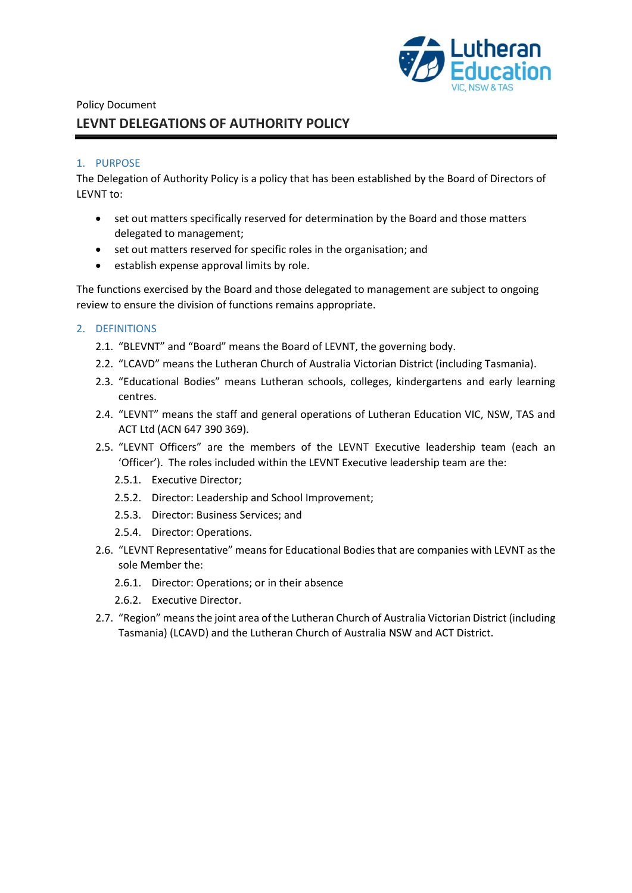Policy Document

# LEVNT DELEGATIONS OF AUTHORITY POLICY

## 1. PURPOSE

The Delegation of Authority Policy is a policy that has been established by the Board of Directors of LEVNT to:

- set out matters specifically reserved for determination by the Board and those matters delegated to management;
- set out matters reserved for specific roles in the organisation; and
- establish expense approval limits by role.

The functions exercised by the Board and those delegated to management are subject to ongoing review to ensure the division of functions remains appropriate.

## 2. DEFINITIONS

2.1. "BLEVNT" and "Board" means the Board of LEVNT, the governing body.

2.2. "LCAVD" means the Lutheran Church of Australia Victorian District (including Tasmania).

2.3. "Educational Bodies" means Lutheran schools, colleges, kindergartens and early learning centres.

2.4. "LEVNT" means the staff and general operations of Lutheran Education VIC, NSW, TAS and ACT Ltd (ACN 647 390 369).

2.5. "LEVNT Officers" are the members of the LEVNT Executive leadership team (each an 'Officer'). The roles included within the LEVNT Executive leadership team are the:

  2.5.1. Executive Director;

  2.5.2. Director: Leadership and School Improvement;

  2.5.3. Director: Business Services; and

  2.5.4. Director: Operations.

2.6. "LEVNT Representative" means for Educational Bodies that are companies with LEVNT as the sole Member the:

  2.6.1. Director: Operations; or in their absence

  2.6.2. Executive Director.

2.7. "Region" means the joint area of the Lutheran Church of Australia Victorian District (including Tasmania) (LCAVD) and the Lutheran Church of Australia NSW and ACT District.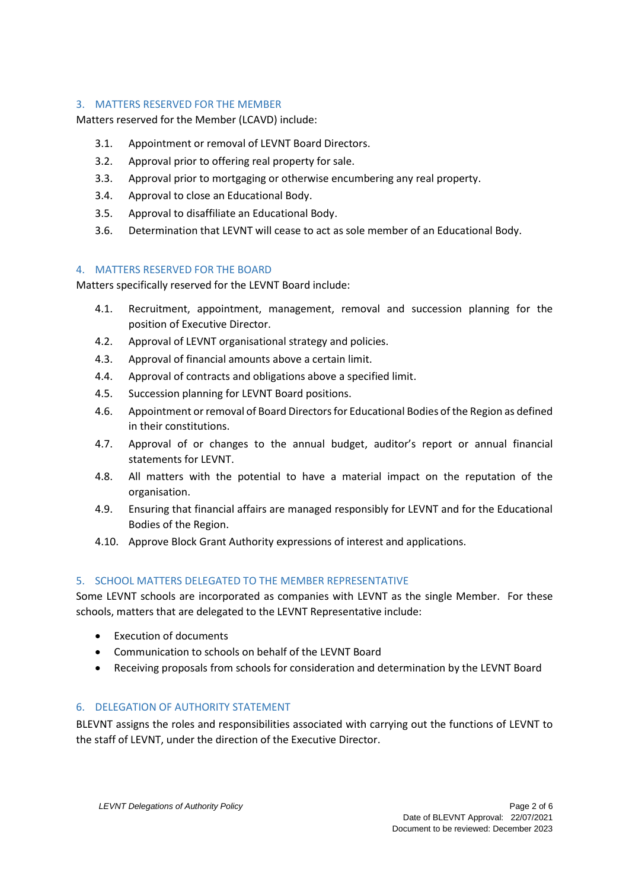## 3. MATTERS RESERVED FOR THE MEMBER

Matters reserved for the Member (LCAVD) include:

3.1. Appointment or removal of LEVNT Board Directors.

3.2. Approval prior to offering real property for sale.

3.3. Approval prior to mortgaging or otherwise encumbering any real property.

3.4. Approval to close an Educational Body.

3.5. Approval to disaffiliate an Educational Body.

3.6. Determination that LEVNT will cease to act as sole member of an Educational Body.

## 4. MATTERS RESERVED FOR THE BOARD

Matters specifically reserved for the LEVNT Board include:

4.1. Recruitment, appointment, management, removal and succession planning for the position of Executive Director.

4.2. Approval of LEVNT organisational strategy and policies.

4.3. Approval of financial amounts above a certain limit.

4.4. Approval of contracts and obligations above a specified limit.

4.5. Succession planning for LEVNT Board positions.

4.6. Appointment or removal of Board Directors for Educational Bodies of the Region as defined in their constitutions.

4.7. Approval of or changes to the annual budget, auditor's report or annual financial statements for LEVNT.

4.8. All matters with the potential to have a material impact on the reputation of the organisation.

4.9. Ensuring that financial affairs are managed responsibly for LEVNT and for the Educational Bodies of the Region.

4.10. Approve Block Grant Authority expressions of interest and applications.

## 5. SCHOOL MATTERS DELEGATED TO THE MEMBER REPRESENTATIVE

Some LEVNT schools are incorporated as companies with LEVNT as the single Member. For these schools, matters that are delegated to the LEVNT Representative include:

- Execution of documents
- Communication to schools on behalf of the LEVNT Board
- Receiving proposals from schools for consideration and determination by the LEVNT Board

## 6. DELEGATION OF AUTHORITY STATEMENT

BLEVNT assigns the roles and responsibilities associated with carrying out the functions of LEVNT to the staff of LEVNT, under the direction of the Executive Director.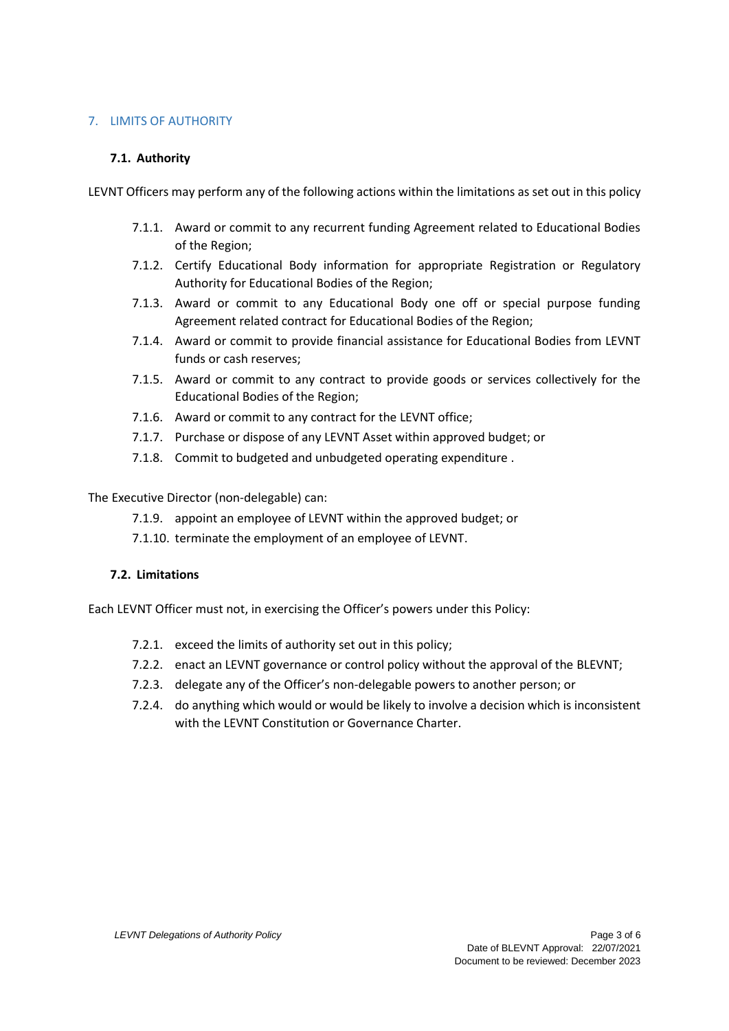## 7. LIMITS OF AUTHORITY

### 7.1. Authority

LEVNT Officers may perform any of the following actions within the limitations as set out in this policy

- 7.1.1. Award or commit to any recurrent funding Agreement related to Educational Bodies of the Region;
- 7.1.2. Certify Educational Body information for appropriate Registration or Regulatory Authority for Educational Bodies of the Region;
- 7.1.3. Award or commit to any Educational Body one off or special purpose funding Agreement related contract for Educational Bodies of the Region;
- 7.1.4. Award or commit to provide financial assistance for Educational Bodies from LEVNT funds or cash reserves;
- 7.1.5. Award or commit to any contract to provide goods or services collectively for the Educational Bodies of the Region;
- 7.1.6. Award or commit to any contract for the LEVNT office;
- 7.1.7. Purchase or dispose of any LEVNT Asset within approved budget; or
- 7.1.8. Commit to budgeted and unbudgeted operating expenditure .

The Executive Director (non-delegable) can:

- 7.1.9. appoint an employee of LEVNT within the approved budget; or
- 7.1.10. terminate the employment of an employee of LEVNT.

### 7.2. Limitations

Each LEVNT Officer must not, in exercising the Officer's powers under this Policy:

- 7.2.1. exceed the limits of authority set out in this policy;
- 7.2.2. enact an LEVNT governance or control policy without the approval of the BLEVNT;
- 7.2.3. delegate any of the Officer's non-delegable powers to another person; or
- 7.2.4. do anything which would or would be likely to involve a decision which is inconsistent with the LEVNT Constitution or Governance Charter.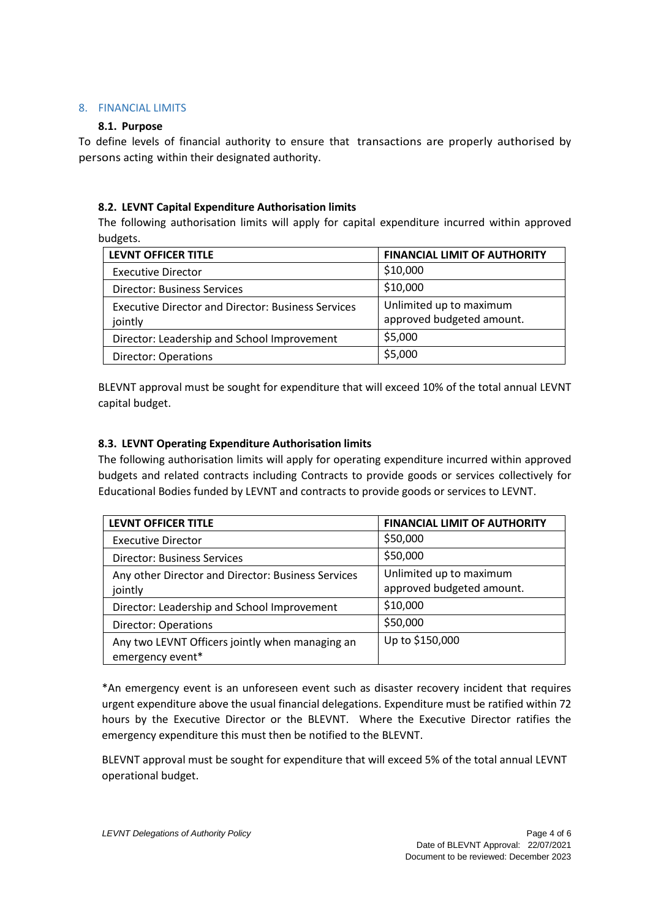## 8. FINANCIAL LIMITS

### 8.1. Purpose

To define levels of financial authority to ensure that transactions are properly authorised by persons acting within their designated authority.

### 8.2. LEVNT Capital Expenditure Authorisation limits

The following authorisation limits will apply for capital expenditure incurred within approved budgets.

| LEVNT OFFICER TITLE | FINANCIAL LIMIT OF AUTHORITY |
|---|---|
| Executive Director | $10,000 |
| Director: Business Services | $10,000 |
| Executive Director and Director: Business Services jointly | Unlimited up to maximum approved budgeted amount. |
| Director: Leadership and School Improvement | $5,000 |
| Director: Operations | $5,000 |

BLEVNT approval must be sought for expenditure that will exceed 10% of the total annual LEVNT capital budget.

### 8.3. LEVNT Operating Expenditure Authorisation limits

The following authorisation limits will apply for operating expenditure incurred within approved budgets and related contracts including Contracts to provide goods or services collectively for Educational Bodies funded by LEVNT and contracts to provide goods or services to LEVNT.

| LEVNT OFFICER TITLE | FINANCIAL LIMIT OF AUTHORITY |
|---|---|
| Executive Director | $50,000 |
| Director: Business Services | $50,000 |
| Any other Director and Director: Business Services jointly | Unlimited up to maximum approved budgeted amount. |
| Director: Leadership and School Improvement | $10,000 |
| Director: Operations | $50,000 |
| Any two LEVNT Officers jointly when managing an emergency event* | Up to $150,000 |

*An emergency event is an unforeseen event such as disaster recovery incident that requires urgent expenditure above the usual financial delegations. Expenditure must be ratified within 72 hours by the Executive Director or the BLEVNT. Where the Executive Director ratifies the emergency expenditure this must then be notified to the BLEVNT.

BLEVNT approval must be sought for expenditure that will exceed 5% of the total annual LEVNT operational budget.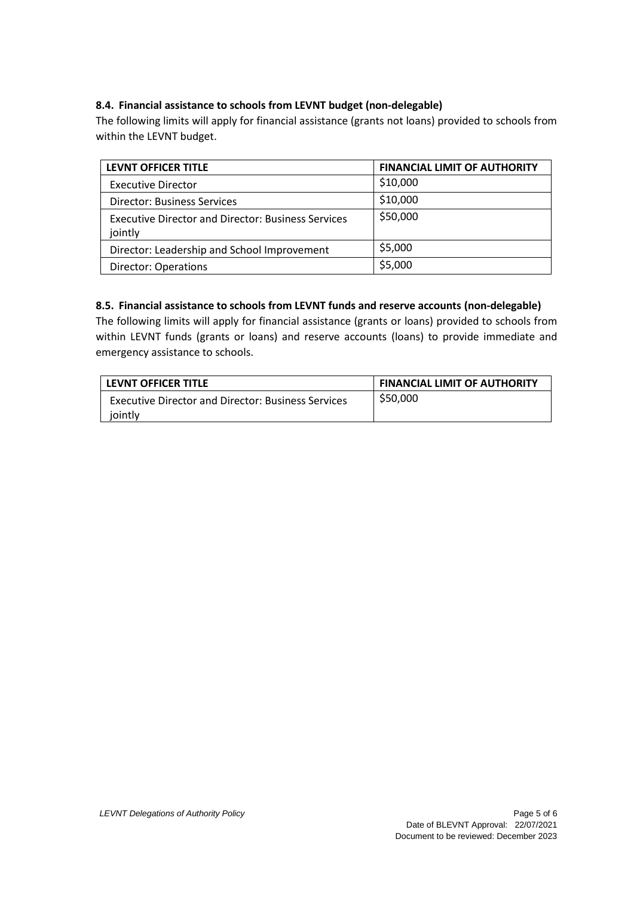### 8.4. Financial assistance to schools from LEVNT budget (non-delegable)

The following limits will apply for financial assistance (grants not loans) provided to schools from within the LEVNT budget.

| LEVNT OFFICER TITLE | FINANCIAL LIMIT OF AUTHORITY |
|---|---|
| Executive Director | \$10,000 |
| Director: Business Services | \$10,000 |
| Executive Director and Director: Business Services jointly | \$50,000 |
| Director: Leadership and School Improvement | \$5,000 |
| Director: Operations | \$5,000 |

### 8.5. Financial assistance to schools from LEVNT funds and reserve accounts (non-delegable)

The following limits will apply for financial assistance (grants or loans) provided to schools from within LEVNT funds (grants or loans) and reserve accounts (loans) to provide immediate and emergency assistance to schools.

| LEVNT OFFICER TITLE | FINANCIAL LIMIT OF AUTHORITY |
|---|---|
| Executive Director and Director: Business Services jointly | \$50,000 |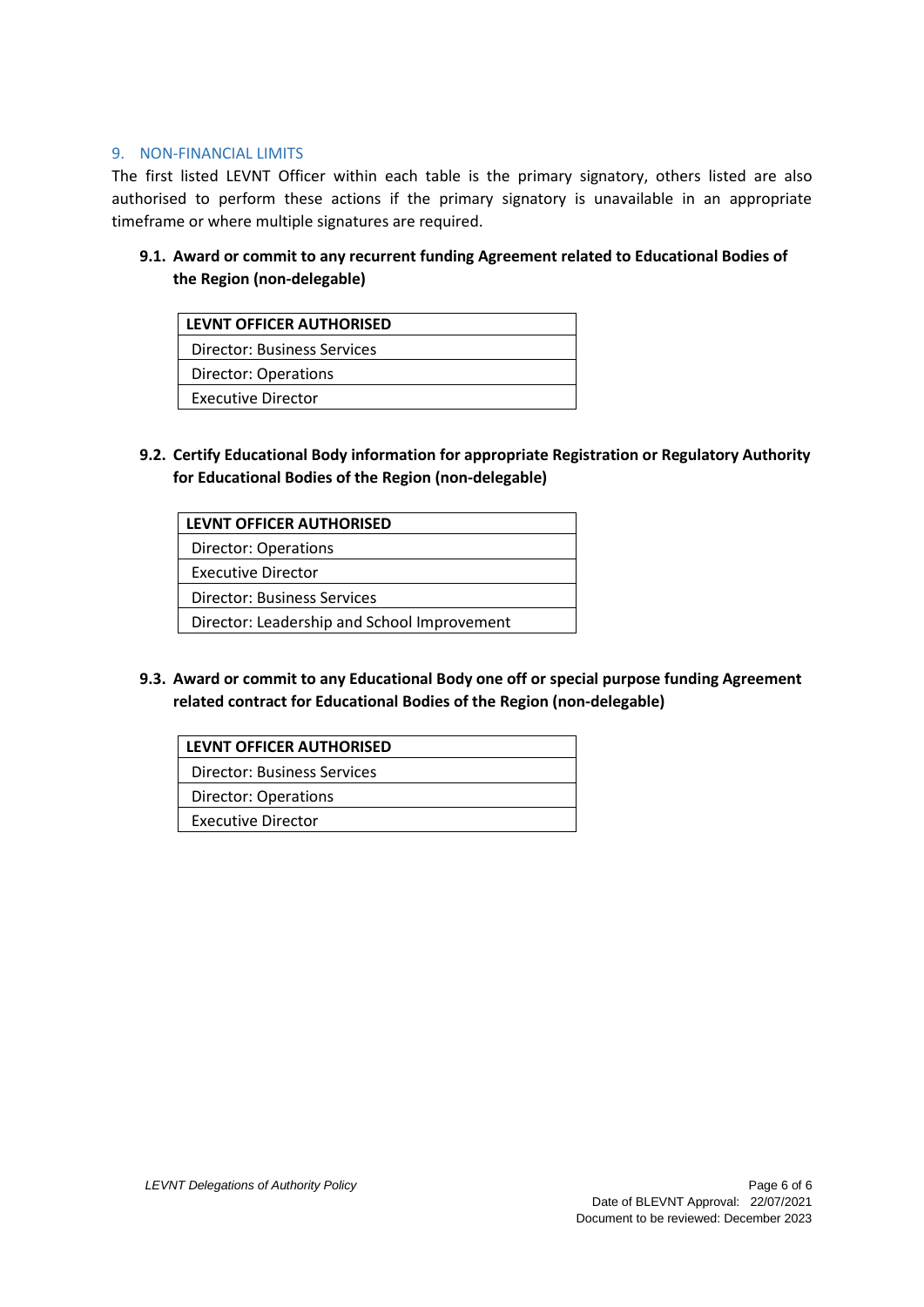## 9. NON-FINANCIAL LIMITS

The first listed LEVNT Officer within each table is the primary signatory, others listed are also authorised to perform these actions if the primary signatory is unavailable in an appropriate timeframe or where multiple signatures are required.

### 9.1. Award or commit to any recurrent funding Agreement related to Educational Bodies of the Region (non-delegable)

| LEVNT OFFICER AUTHORISED |
|---|
| Director: Business Services |
| Director: Operations |
| Executive Director |

### 9.2. Certify Educational Body information for appropriate Registration or Regulatory Authority for Educational Bodies of the Region (non-delegable)

| LEVNT OFFICER AUTHORISED |
|---|
| Director: Operations |
| Executive Director |
| Director: Business Services |
| Director: Leadership and School Improvement |

### 9.3. Award or commit to any Educational Body one off or special purpose funding Agreement related contract for Educational Bodies of the Region (non-delegable)

| LEVNT OFFICER AUTHORISED |
|---|
| Director: Business Services |
| Director: Operations |
| Executive Director |